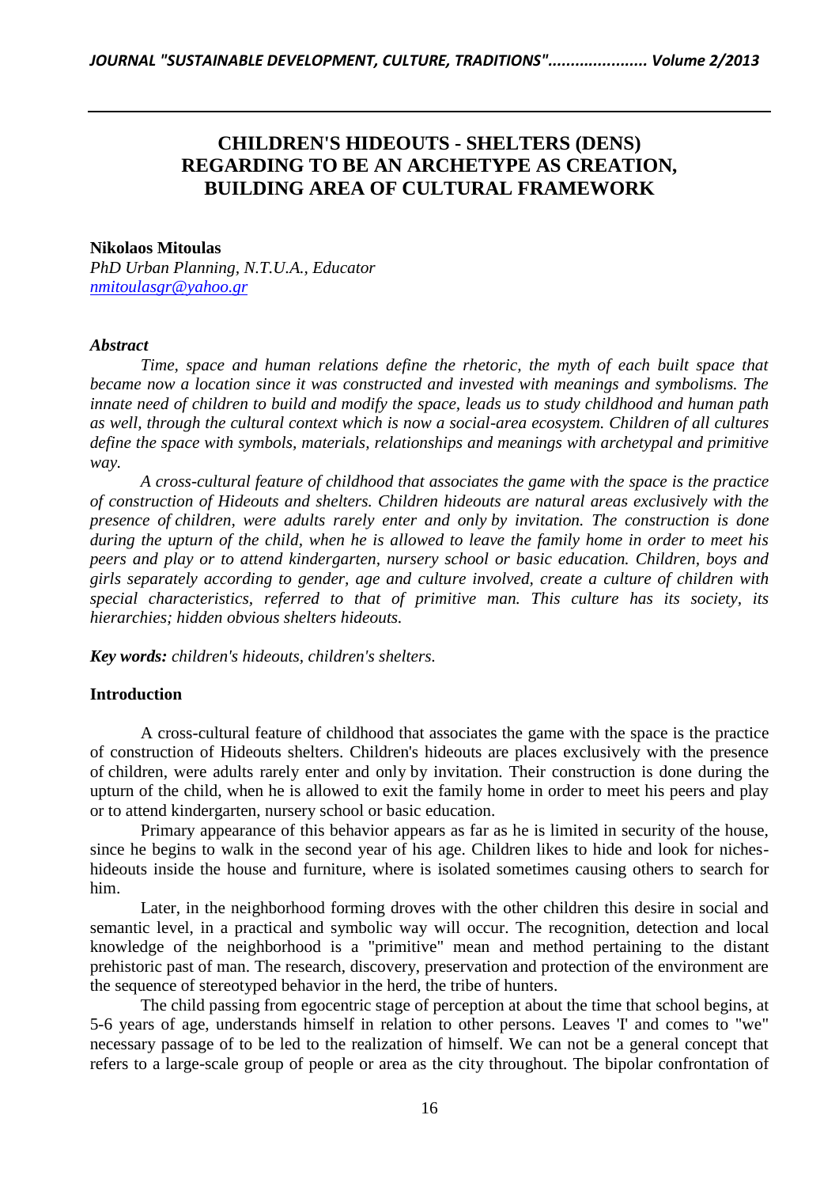# CHILDREN'S HIDEOUTS - SHELTERS (DENS) REGARDING TO BE AN ARCHETYPE AS CREATION, BUILDING AREA OF CULTURAL FRAMEWORK

**Nikolaos Mitoulas**
*PhD Urban Planning, N.T.U.A., Educator*
*nmitoulasgr@yahoo.gr*

***Abstract***

*Time, space and human relations define the rhetoric, the myth of each built space that became now a location since it was constructed and invested with meanings and symbolisms. The innate need of children to build and modify the space, leads us to study childhood and human path as well, through the cultural context which is now a social-area ecosystem. Children of all cultures define the space with symbols, materials, relationships and meanings with archetypal and primitive way.*

*A cross-cultural feature of childhood that associates the game with the space is the practice of construction of Hideouts and shelters. Children hideouts are natural areas exclusively with the presence of children, were adults rarely enter and only by invitation. The construction is done during the upturn of the child, when he is allowed to leave the family home in order to meet his peers and play or to attend kindergarten, nursery school or basic education. Children, boys and girls separately according to gender, age and culture involved, create a culture of children with special characteristics, referred to that of primitive man. This culture has its society, its hierarchies; hidden obvious shelters hideouts.*

***Key words:*** *children's hideouts, children's shelters.*

**Introduction**

A cross-cultural feature of childhood that associates the game with the space is the practice of construction of Hideouts shelters. Children's hideouts are places exclusively with the presence of children, were adults rarely enter and only by invitation. Their construction is done during the upturn of the child, when he is allowed to exit the family home in order to meet his peers and play or to attend kindergarten, nursery school or basic education.

Primary appearance of this behavior appears as far as he is limited in security of the house, since he begins to walk in the second year of his age. Children likes to hide and look for niches-hideouts inside the house and furniture, where is isolated sometimes causing others to search for him.

Later, in the neighborhood forming droves with the other children this desire in social and semantic level, in a practical and symbolic way will occur. The recognition, detection and local knowledge of the neighborhood is a "primitive" mean and method pertaining to the distant prehistoric past of man. The research, discovery, preservation and protection of the environment are the sequence of stereotyped behavior in the herd, the tribe of hunters.

The child passing from egocentric stage of perception at about the time that school begins, at 5-6 years of age, understands himself in relation to other persons. Leaves 'I' and comes to "we" necessary passage of to be led to the realization of himself. We can not be a general concept that refers to a large-scale group of people or area as the city throughout. The bipolar confrontation of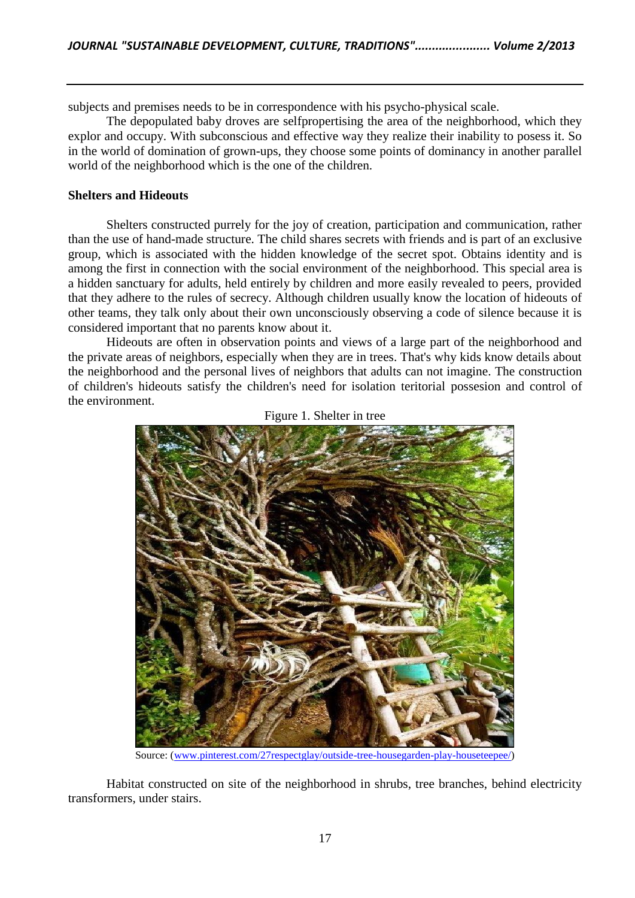subjects and premises needs to be in correspondence with his psycho-physical scale.

The depopulated baby droves are selfpropertising the area of the neighborhood, which they explor and occupy. With subconscious and effective way they realize their inability to posess it. So in the world of domination of grown-ups, they choose some points of dominancy in another parallel world of the neighborhood which is the one of the children.

**Shelters and Hideouts**

Shelters constructed purrely for the joy of creation, participation and communication, rather than the use of hand-made structure. The child shares secrets with friends and is part of an exclusive group, which is associated with the hidden knowledge of the secret spot. Obtains identity and is among the first in connection with the social environment of the neighborhood. This special area is a hidden sanctuary for adults, held entirely by children and more easily revealed to peers, provided that they adhere to the rules of secrecy. Although children usually know the location of hideouts of other teams, they talk only about their own unconsciously observing a code of silence because it is considered important that no parents know about it.

Hideouts are often in observation points and views of a large part of the neighborhood and the private areas of neighbors, especially when they are in trees. That's why kids know details about the neighborhood and the personal lives of neighbors that adults can not imagine. The construction of children's hideouts satisfy the children's need for isolation teritorial possesion and control of the environment.

Figure 1. Shelter in tree

Source: (www.pinterest.com/27respectglay/outside-tree-housegarden-play-houseteepee/)

Habitat constructed on site of the neighborhood in shrubs, tree branches, behind electricity transformers, under stairs.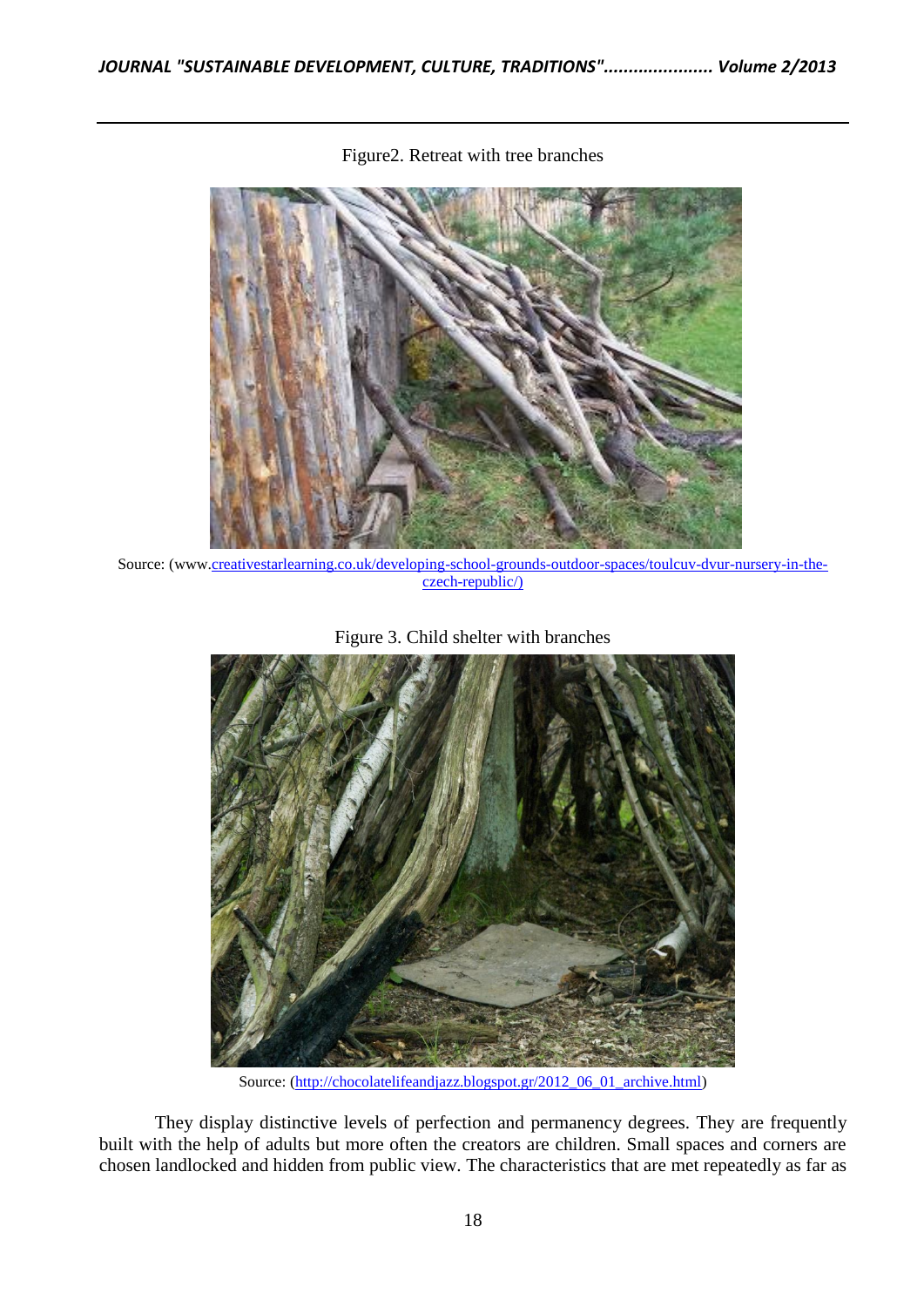Figure2. Retreat with tree branches

Source: (www.creativestarlearning.co.uk/developing-school-grounds-outdoor-spaces/toulcuv-dvur-nursery-in-the-czech-republic/)

Figure 3. Child shelter with branches

Source: (http://chocolatelifeandjazz.blogspot.gr/2012_06_01_archive.html)

They display distinctive levels of perfection and permanency degrees. They are frequently built with the help of adults but more often the creators are children. Small spaces and corners are chosen landlocked and hidden from public view. The characteristics that are met repeatedly as far as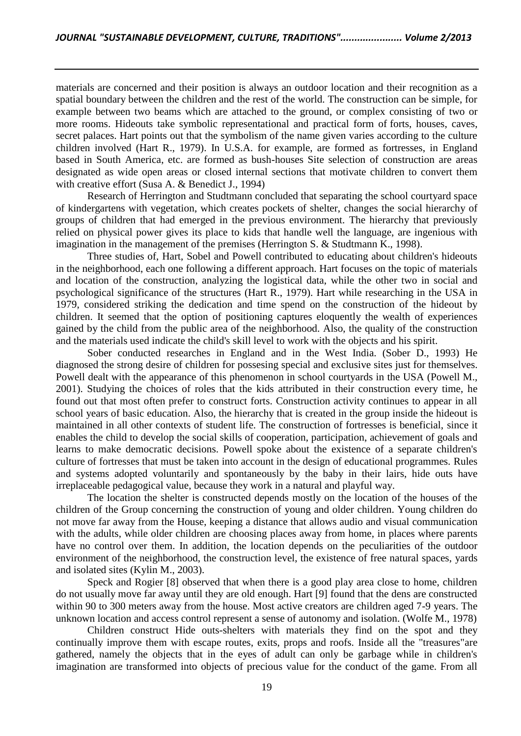materials are concerned and their position is always an outdoor location and their recognition as a spatial boundary between the children and the rest of the world. The construction can be simple, for example between two beams which are attached to the ground, or complex consisting of two or more rooms. Hideouts take symbolic representational and practical form of forts, houses, caves, secret palaces. Hart points out that the symbolism of the name given varies according to the culture children involved (Hart R., 1979). In U.S.A. for example, are formed as fortresses, in England based in South America, etc. are formed as bush-houses Site selection of construction are areas designated as wide open areas or closed internal sections that motivate children to convert them with creative effort (Susa A. & Benedict J., 1994)

Research of Herrington and Studtmann concluded that separating the school courtyard space of kindergartens with vegetation, which creates pockets of shelter, changes the social hierarchy of groups of children that had emerged in the previous environment. The hierarchy that previously relied on physical power gives its place to kids that handle well the language, are ingenious with imagination in the management of the premises (Herrington S. & Studtmann K., 1998).

Three studies of, Hart, Sobel and Powell contributed to educating about children's hideouts in the neighborhood, each one following a different approach. Hart focuses on the topic of materials and location of the construction, analyzing the logistical data, while the other two in social and psychological significance of the structures (Hart R., 1979). Hart while researching in the USA in 1979, considered striking the dedication and time spend on the construction of the hideout by children. It seemed that the option of positioning captures eloquently the wealth of experiences gained by the child from the public area of the neighborhood. Also, the quality of the construction and the materials used indicate the child's skill level to work with the objects and his spirit.

Sober conducted researches in England and in the West India. (Sober D., 1993) He diagnosed the strong desire of children for possesing special and exclusive sites just for themselves. Powell dealt with the appearance of this phenomenon in school courtyards in the USA (Powell M., 2001). Studying the choices of roles that the kids attributed in their construction every time, he found out that most often prefer to construct forts. Construction activity continues to appear in all school years of basic education. Also, the hierarchy that is created in the group inside the hideout is maintained in all other contexts of student life. The construction of fortresses is beneficial, since it enables the child to develop the social skills of cooperation, participation, achievement of goals and learns to make democratic decisions. Powell spoke about the existence of a separate children's culture of fortresses that must be taken into account in the design of educational programmes. Rules and systems adopted voluntarily and spontaneously by the baby in their lairs, hide outs have irreplaceable pedagogical value, because they work in a natural and playful way.

The location the shelter is constructed depends mostly on the location of the houses of the children of the Group concerning the construction of young and older children. Young children do not move far away from the House, keeping a distance that allows audio and visual communication with the adults, while older children are choosing places away from home, in places where parents have no control over them. In addition, the location depends on the peculiarities of the outdoor environment of the neighborhood, the construction level, the existence of free natural spaces, yards and isolated sites (Kylin M., 2003).

Speck and Rogier [8] observed that when there is a good play area close to home, children do not usually move far away until they are old enough. Hart [9] found that the dens are constructed within 90 to 300 meters away from the house. Most active creators are children aged 7-9 years. The unknown location and access control represent a sense of autonomy and isolation. (Wolfe M., 1978)

Children construct Hide outs-shelters with materials they find on the spot and they continually improve them with escape routes, exits, props and roofs. Inside all the "treasures"are gathered, namely the objects that in the eyes of adult can only be garbage while in children's imagination are transformed into objects of precious value for the conduct of the game. From all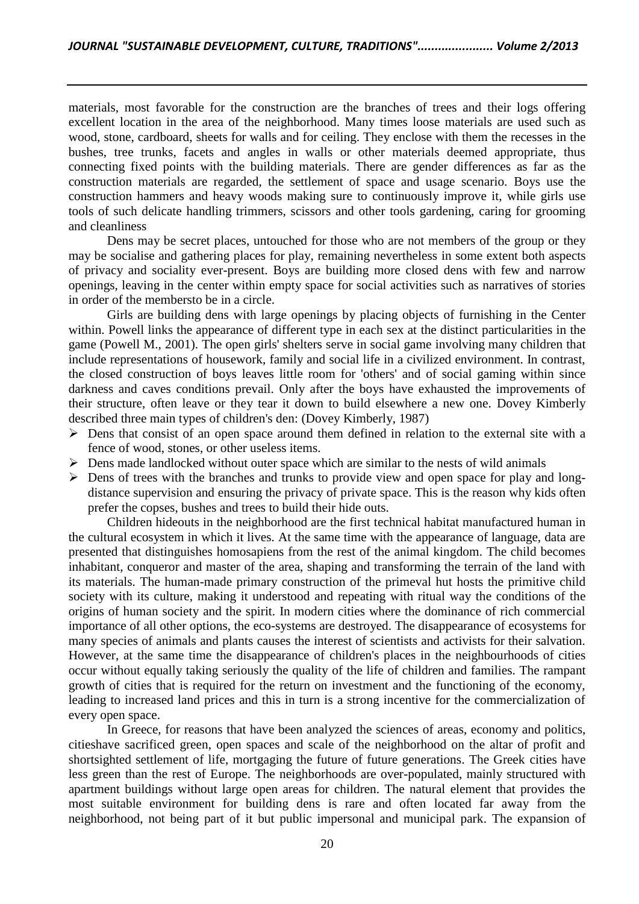materials, most favorable for the construction are the branches of trees and their logs offering excellent location in the area of the neighborhood. Many times loose materials are used such as wood, stone, cardboard, sheets for walls and for ceiling. They enclose with them the recesses in the bushes, tree trunks, facets and angles in walls or other materials deemed appropriate, thus connecting fixed points with the building materials. There are gender differences as far as the construction materials are regarded, the settlement of space and usage scenario. Boys use the construction hammers and heavy woods making sure to continuously improve it, while girls use tools of such delicate handling trimmers, scissors and other tools gardening, caring for grooming and cleanliness

Dens may be secret places, untouched for those who are not members of the group or they may be socialise and gathering places for play, remaining nevertheless in some extent both aspects of privacy and sociality ever-present. Boys are building more closed dens with few and narrow openings, leaving in the center within empty space for social activities such as narratives of stories in order of the membersto be in a circle.

Girls are building dens with large openings by placing objects of furnishing in the Center within. Powell links the appearance of different type in each sex at the distinct particularities in the game (Powell M., 2001). The open girls' shelters serve in social game involving many children that include representations of housework, family and social life in a civilized environment. In contrast, the closed construction of boys leaves little room for 'others' and of social gaming within since darkness and caves conditions prevail. Only after the boys have exhausted the improvements of their structure, often leave or they tear it down to build elsewhere a new one. Dovey Kimberly described three main types of children's den: (Dovey Kimberly, 1987)

- Dens that consist of an open space around them defined in relation to the external site with a fence of wood, stones, or other useless items.
- Dens made landlocked without outer space which are similar to the nests of wild animals
- Dens of trees with the branches and trunks to provide view and open space for play and long-distance supervision and ensuring the privacy of private space. This is the reason why kids often prefer the copses, bushes and trees to build their hide outs.

Children hideouts in the neighborhood are the first technical habitat manufactured human in the cultural ecosystem in which it lives. At the same time with the appearance of language, data are presented that distinguishes homosapiens from the rest of the animal kingdom. The child becomes inhabitant, conqueror and master of the area, shaping and transforming the terrain of the land with its materials. The human-made primary construction of the primeval hut hosts the primitive child society with its culture, making it understood and repeating with ritual way the conditions of the origins of human society and the spirit. In modern cities where the dominance of rich commercial importance of all other options, the eco-systems are destroyed. The disappearance of ecosystems for many species of animals and plants causes the interest of scientists and activists for their salvation. However, at the same time the disappearance of children's places in the neighbourhoods of cities occur without equally taking seriously the quality of the life of children and families. The rampant growth of cities that is required for the return on investment and the functioning of the economy, leading to increased land prices and this in turn is a strong incentive for the commercialization of every open space.

In Greece, for reasons that have been analyzed the sciences of areas, economy and politics, citieshave sacrificed green, open spaces and scale of the neighborhood on the altar of profit and shortsighted settlement of life, mortgaging the future of future generations. The Greek cities have less green than the rest of Europe. The neighborhoods are over-populated, mainly structured with apartment buildings without large open areas for children. The natural element that provides the most suitable environment for building dens is rare and often located far away from the neighborhood, not being part of it but public impersonal and municipal park. The expansion of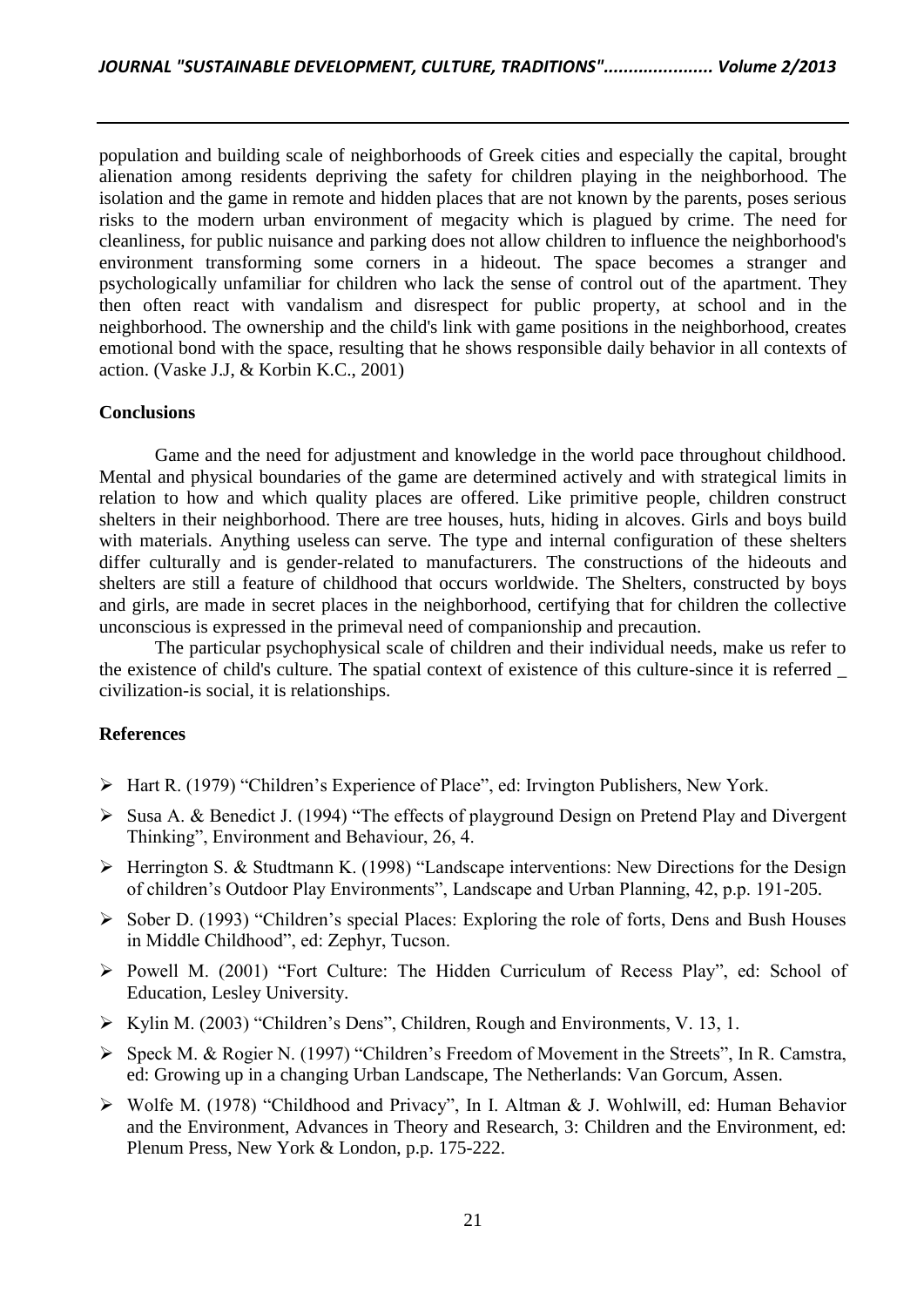population and building scale of neighborhoods of Greek cities and especially the capital, brought alienation among residents depriving the safety for children playing in the neighborhood. The isolation and the game in remote and hidden places that are not known by the parents, poses serious risks to the modern urban environment of megacity which is plagued by crime. The need for cleanliness, for public nuisance and parking does not allow children to influence the neighborhood's environment transforming some corners in a hideout. The space becomes a stranger and psychologically unfamiliar for children who lack the sense of control out of the apartment. They then often react with vandalism and disrespect for public property, at school and in the neighborhood. The ownership and the child's link with game positions in the neighborhood, creates emotional bond with the space, resulting that he shows responsible daily behavior in all contexts of action. (Vaske J.J, & Korbin K.C., 2001)

## Conclusions

Game and the need for adjustment and knowledge in the world pace throughout childhood. Mental and physical boundaries of the game are determined actively and with strategical limits in relation to how and which quality places are offered. Like primitive people, children construct shelters in their neighborhood. There are tree houses, huts, hiding in alcoves. Girls and boys build with materials. Anything useless can serve. The type and internal configuration of these shelters differ culturally and is gender-related to manufacturers. The constructions of the hideouts and shelters are still a feature of childhood that occurs worldwide. The Shelters, constructed by boys and girls, are made in secret places in the neighborhood, certifying that for children the collective unconscious is expressed in the primeval need of companionship and precaution.

The particular psychophysical scale of children and their individual needs, make us refer to the existence of child's culture. The spatial context of existence of this culture-since it is referred _ civilization-is social, it is relationships.

## References

- Hart R. (1979) "Children's Experience of Place", ed: Irvington Publishers, New York.
- Susa A. & Benedict J. (1994) "The effects of playground Design on Pretend Play and Divergent Thinking", Environment and Behaviour, 26, 4.
- Herrington S. & Studtmann K. (1998) "Landscape interventions: New Directions for the Design of children's Outdoor Play Environments", Landscape and Urban Planning, 42, p.p. 191-205.
- Sober D. (1993) "Children's special Places: Exploring the role of forts, Dens and Bush Houses in Middle Childhood", ed: Zephyr, Tucson.
- Powell M. (2001) "Fort Culture: The Hidden Curriculum of Recess Play", ed: School of Education, Lesley University.
- Kylin M. (2003) "Children's Dens", Children, Rough and Environments, V. 13, 1.
- Speck M. & Rogier N. (1997) "Children's Freedom of Movement in the Streets", In R. Camstra, ed: Growing up in a changing Urban Landscape, The Netherlands: Van Gorcum, Assen.
- Wolfe M. (1978) "Childhood and Privacy", In I. Altman & J. Wohlwill, ed: Human Behavior and the Environment, Advances in Theory and Research, 3: Children and the Environment, ed: Plenum Press, New York & London, p.p. 175-222.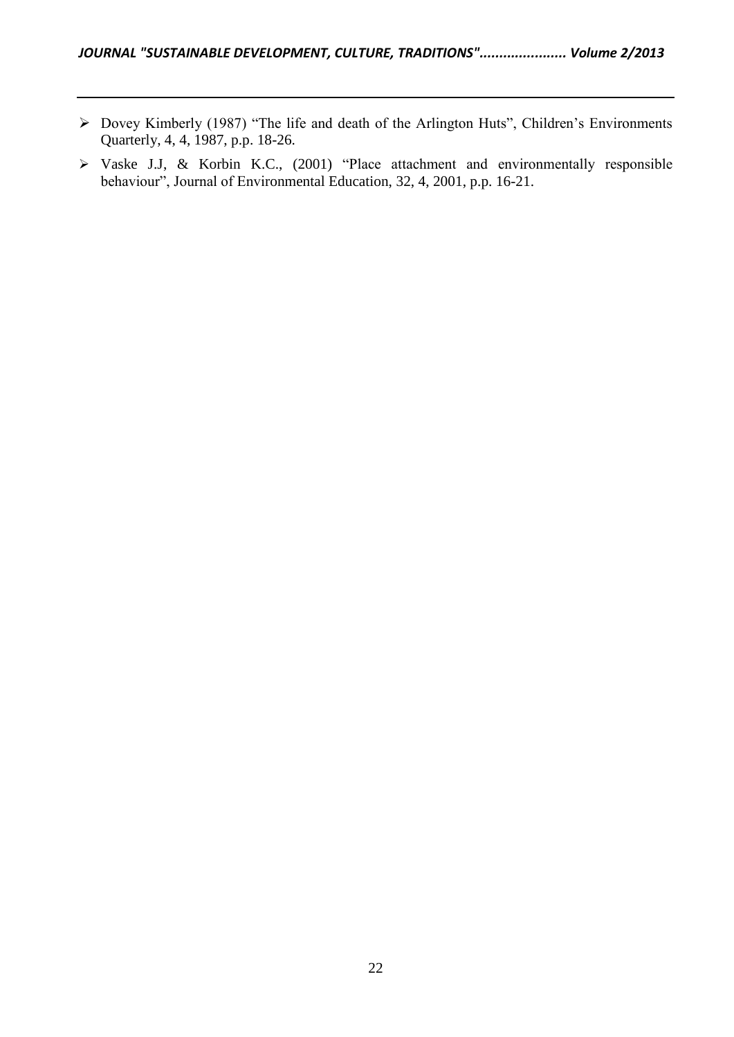- Dovey Kimberly (1987) “The life and death of the Arlington Huts”, Children’s Environments Quarterly, 4, 4, 1987, p.p. 18-26.
- Vaske J.J, & Korbin K.C., (2001) “Place attachment and environmentally responsible behaviour”, Journal of Environmental Education, 32, 4, 2001, p.p. 16-21.